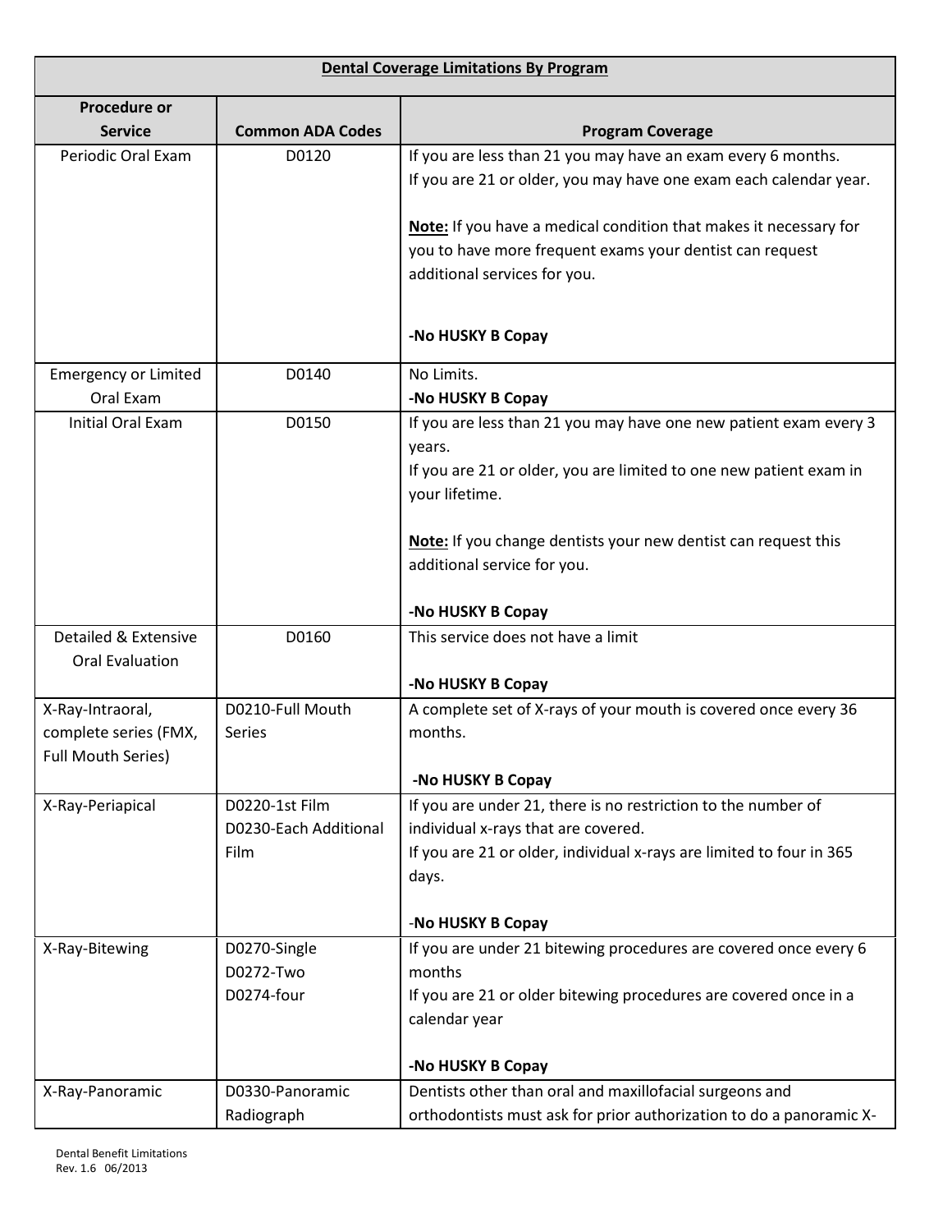| Dental Coverage Limitations By Program | | |
|---|---|---|
| **Procedure or Service** | **Common ADA Codes** | **Program Coverage** |
| Periodic Oral Exam | D0120 | If you are less than 21 you may have an exam every 6 months.<br>If you are 21 or older, you may have one exam each calendar year.<br><br>**Note:** If you have a medical condition that makes it necessary for you to have more frequent exams your dentist can request additional services for you.<br><br>**-No HUSKY B Copay** |
| Emergency or Limited Oral Exam | D0140 | No Limits.<br>**-No HUSKY B Copay** |
| Initial Oral Exam | D0150 | If you are less than 21 you may have one new patient exam every 3 years.<br>If you are 21 or older, you are limited to one new patient exam in your lifetime.<br><br>**Note:** If you change dentists your new dentist can request this additional service for you.<br><br>**-No HUSKY B Copay** |
| Detailed & Extensive Oral Evaluation | D0160 | This service does not have a limit<br><br>**-No HUSKY B Copay** |
| X-Ray-Intraoral, complete series (FMX, Full Mouth Series) | D0210-Full Mouth Series | A complete set of X-rays of your mouth is covered once every 36 months.<br><br>**-No HUSKY B Copay** |
| X-Ray-Periapical | D0220-1st Film<br>D0230-Each Additional Film | If you are under 21, there is no restriction to the number of individual x-rays that are covered.<br>If you are 21 or older, individual x-rays are limited to four in 365 days.<br><br>-**No HUSKY B Copay** |
| X-Ray-Bitewing | D0270-Single<br>D0272-Two<br>D0274-four | If you are under 21 bitewing procedures are covered once every 6 months<br>If you are 21 or older bitewing procedures are covered once in a calendar year<br><br>**-No HUSKY B Copay** |
| X-Ray-Panoramic | D0330-Panoramic Radiograph | Dentists other than oral and maxillofacial surgeons and orthodontists must ask for prior authorization to do a panoramic X- |

Dental Benefit Limitations
Rev. 1.6 06/2013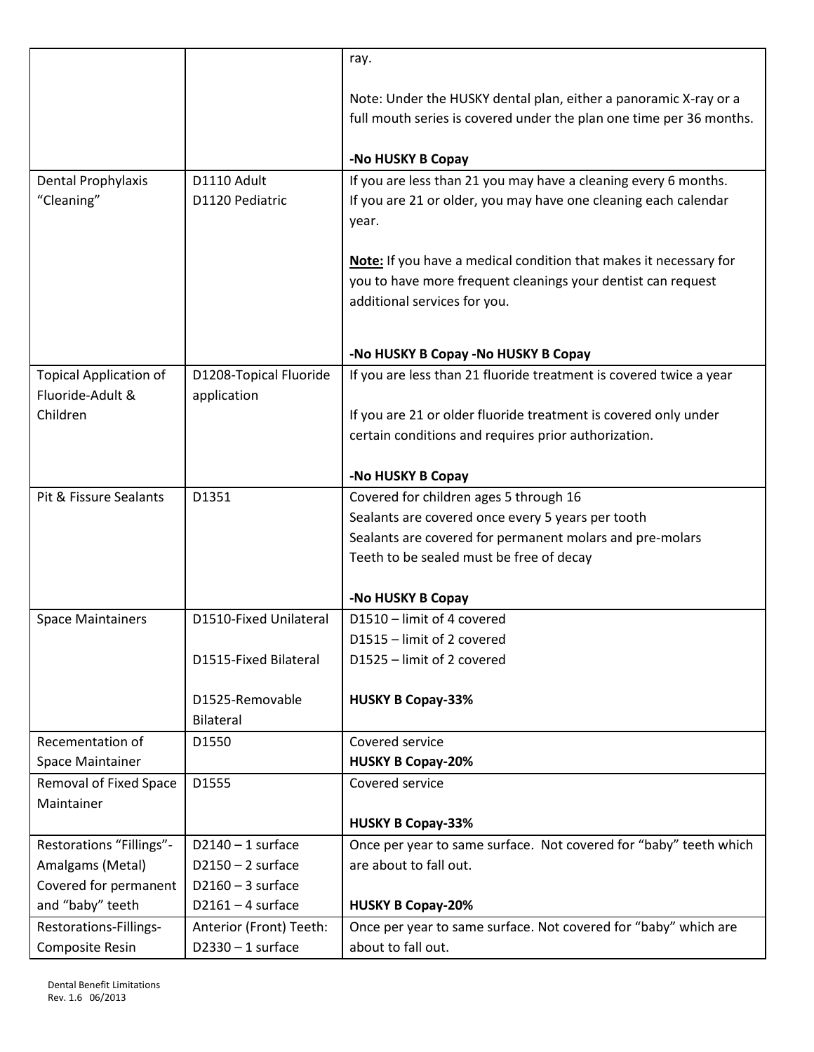| | | |
|---|---|---|
| | | ray.<br><br>Note: Under the HUSKY dental plan, either a panoramic X-ray or a full mouth series is covered under the plan one time per 36 months.<br><br>**-No HUSKY B Copay** |
| Dental Prophylaxis "Cleaning" | D1110 Adult<br>D1120 Pediatric | If you are less than 21 you may have a cleaning every 6 months.<br>If you are 21 or older, you may have one cleaning each calendar year.<br><br>**<u>Note:</u>** If you have a medical condition that makes it necessary for you to have more frequent cleanings your dentist can request additional services for you.<br><br>**-No HUSKY B Copay -No HUSKY B Copay** |
| Topical Application of Fluoride-Adult & Children | D1208-Topical Fluoride application | If you are less than 21 fluoride treatment is covered twice a year<br><br>If you are 21 or older fluoride treatment is covered only under certain conditions and requires prior authorization.<br><br>**-No HUSKY B Copay** |
| Pit & Fissure Sealants | D1351 | Covered for children ages 5 through 16<br>Sealants are covered once every 5 years per tooth<br>Sealants are covered for permanent molars and pre-molars<br>Teeth to be sealed must be free of decay<br><br>**-No HUSKY B Copay** |
| Space Maintainers | D1510-Fixed Unilateral<br><br>D1515-Fixed Bilateral<br><br>D1525-Removable Bilateral | D1510 – limit of 4 covered<br>D1515 – limit of 2 covered<br>D1525 – limit of 2 covered<br><br>**HUSKY B Copay-33%** |
| Recementation of Space Maintainer | D1550 | Covered service<br>**HUSKY B Copay-20%** |
| Removal of Fixed Space Maintainer | D1555 | Covered service<br><br>**HUSKY B Copay-33%** |
| Restorations "Fillings"-Amalgams (Metal) Covered for permanent and "baby" teeth | D2140 – 1 surface<br>D2150 – 2 surface<br>D2160 – 3 surface<br>D2161 – 4 surface | Once per year to same surface. Not covered for "baby" teeth which are about to fall out.<br><br>**HUSKY B Copay-20%** |
| Restorations-Fillings-Composite Resin | Anterior (Front) Teeth:<br>D2330 – 1 surface | Once per year to same surface. Not covered for "baby" which are about to fall out. |

Dental Benefit Limitations
Rev. 1.6 06/2013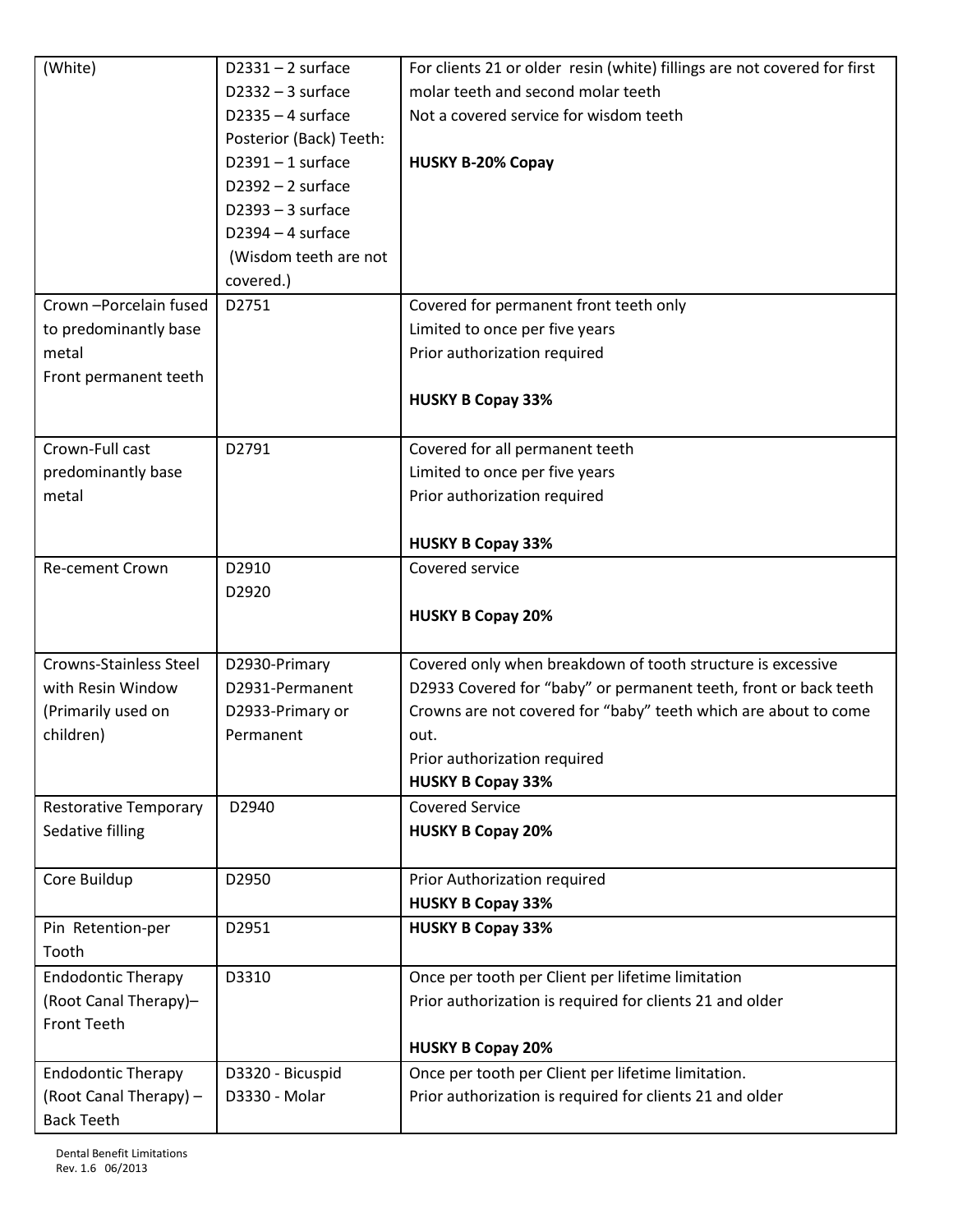| (White) | D2331 – 2 surface<br>D2332 – 3 surface<br>D2335 – 4 surface<br>Posterior (Back) Teeth:<br>D2391 – 1 surface<br>D2392 – 2 surface<br>D2393 – 3 surface<br>D2394 – 4 surface<br>(Wisdom teeth are not covered.) | For clients 21 or older resin (white) fillings are not covered for first molar teeth and second molar teeth<br>Not a covered service for wisdom teeth<br><br>**HUSKY B-20% Copay** |
|---|---|---|
| Crown –Porcelain fused to predominantly base metal<br>Front permanent teeth | D2751 | Covered for permanent front teeth only<br>Limited to once per five years<br>Prior authorization required<br><br>**HUSKY B Copay 33%** |
| Crown-Full cast predominantly base metal | D2791 | Covered for all permanent teeth<br>Limited to once per five years<br>Prior authorization required<br><br>**HUSKY B Copay 33%** |
| Re-cement Crown | D2910<br>D2920 | Covered service<br><br>**HUSKY B Copay 20%** |
| Crowns-Stainless Steel with Resin Window (Primarily used on children) | D2930-Primary<br>D2931-Permanent<br>D2933-Primary or Permanent | Covered only when breakdown of tooth structure is excessive<br>D2933 Covered for "baby" or permanent teeth, front or back teeth<br>Crowns are not covered for "baby" teeth which are about to come out.<br>Prior authorization required<br>**HUSKY B Copay 33%** |
| Restorative Temporary Sedative filling | D2940 | Covered Service<br>**HUSKY B Copay 20%** |
| Core Buildup | D2950 | Prior Authorization required<br>**HUSKY B Copay 33%** |
| Pin Retention-per Tooth | D2951 | **HUSKY B Copay 33%** |
| Endodontic Therapy (Root Canal Therapy)– Front Teeth | D3310 | Once per tooth per Client per lifetime limitation<br>Prior authorization is required for clients 21 and older<br><br>**HUSKY B Copay 20%** |
| Endodontic Therapy (Root Canal Therapy) – Back Teeth | D3320 - Bicuspid<br>D3330 - Molar | Once per tooth per Client per lifetime limitation.<br>Prior authorization is required for clients 21 and older |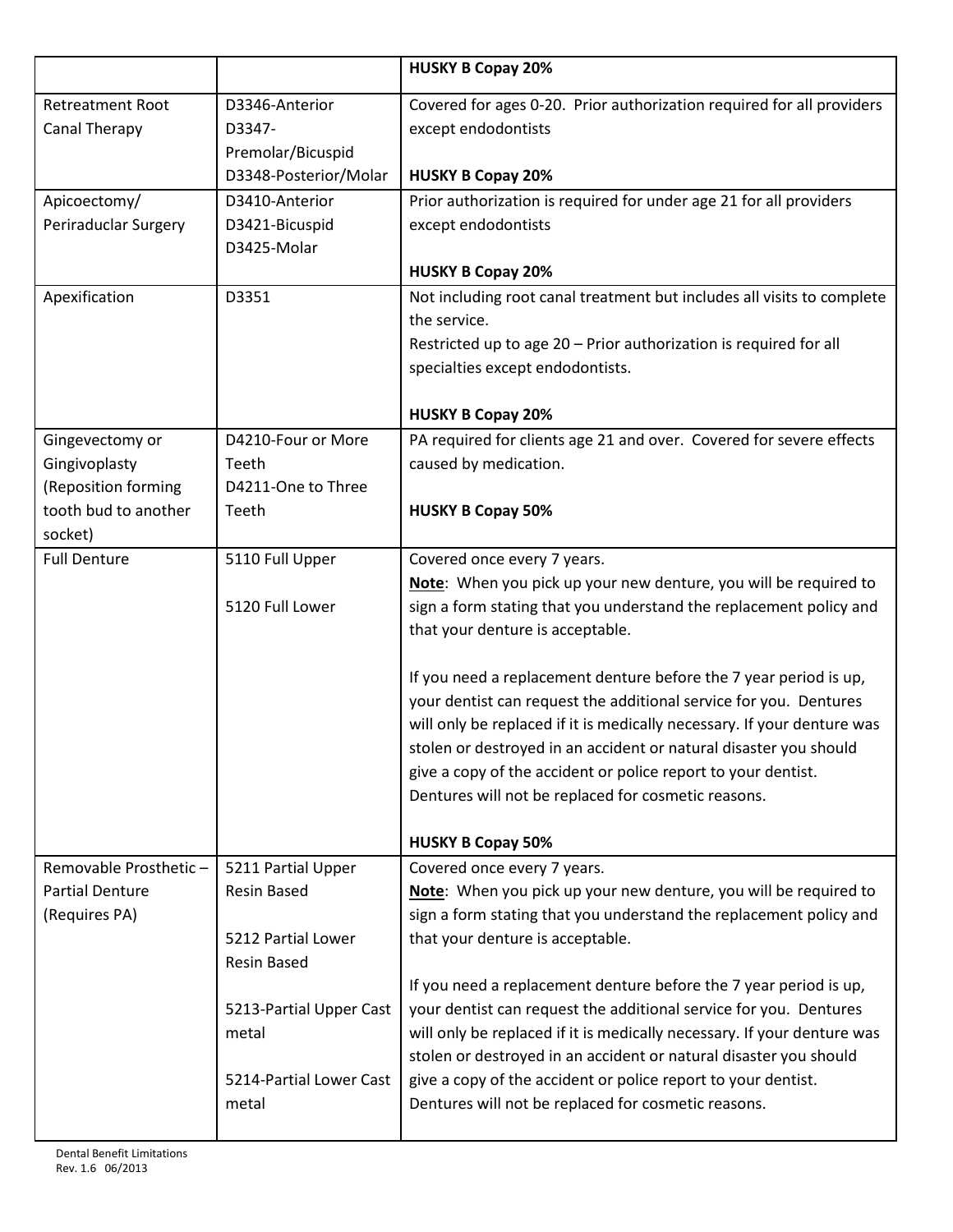| | | |
|---|---|---|
| | | **HUSKY B Copay 20%** |
| Retreatment Root Canal Therapy | D3346-Anterior<br>D3347-Premolar/Bicuspid<br>D3348-Posterior/Molar | Covered for ages 0-20. Prior authorization required for all providers except endodontists<br><br>**HUSKY B Copay 20%** |
| Apicoectomy/ Periraduclar Surgery | D3410-Anterior<br>D3421-Bicuspid<br>D3425-Molar | Prior authorization is required for under age 21 for all providers except endodontists<br><br>**HUSKY B Copay 20%** |
| Apexification | D3351 | Not including root canal treatment but includes all visits to complete the service.<br>Restricted up to age 20 – Prior authorization is required for all specialties except endodontists.<br><br>**HUSKY B Copay 20%** |
| Gingevectomy or Gingivoplasty (Reposition forming tooth bud to another socket) | D4210-Four or More Teeth<br>D4211-One to Three Teeth | PA required for clients age 21 and over. Covered for severe effects caused by medication.<br><br>**HUSKY B Copay 50%** |
| Full Denture | 5110 Full Upper<br><br>5120 Full Lower | Covered once every 7 years.<br><u>**Note**</u>: When you pick up your new denture, you will be required to sign a form stating that you understand the replacement policy and that your denture is acceptable.<br><br>If you need a replacement denture before the 7 year period is up, your dentist can request the additional service for you. Dentures will only be replaced if it is medically necessary. If your denture was stolen or destroyed in an accident or natural disaster you should give a copy of the accident or police report to your dentist. Dentures will not be replaced for cosmetic reasons.<br><br>**HUSKY B Copay 50%** |
| Removable Prosthetic – Partial Denture (Requires PA) | 5211 Partial Upper Resin Based<br><br>5212 Partial Lower Resin Based<br><br>5213-Partial Upper Cast metal<br><br>5214-Partial Lower Cast metal | Covered once every 7 years.<br><u>**Note**</u>: When you pick up your new denture, you will be required to sign a form stating that you understand the replacement policy and that your denture is acceptable.<br><br>If you need a replacement denture before the 7 year period is up, your dentist can request the additional service for you. Dentures will only be replaced if it is medically necessary. If your denture was stolen or destroyed in an accident or natural disaster you should give a copy of the accident or police report to your dentist. Dentures will not be replaced for cosmetic reasons. |

Dental Benefit Limitations
Rev. 1.6 06/2013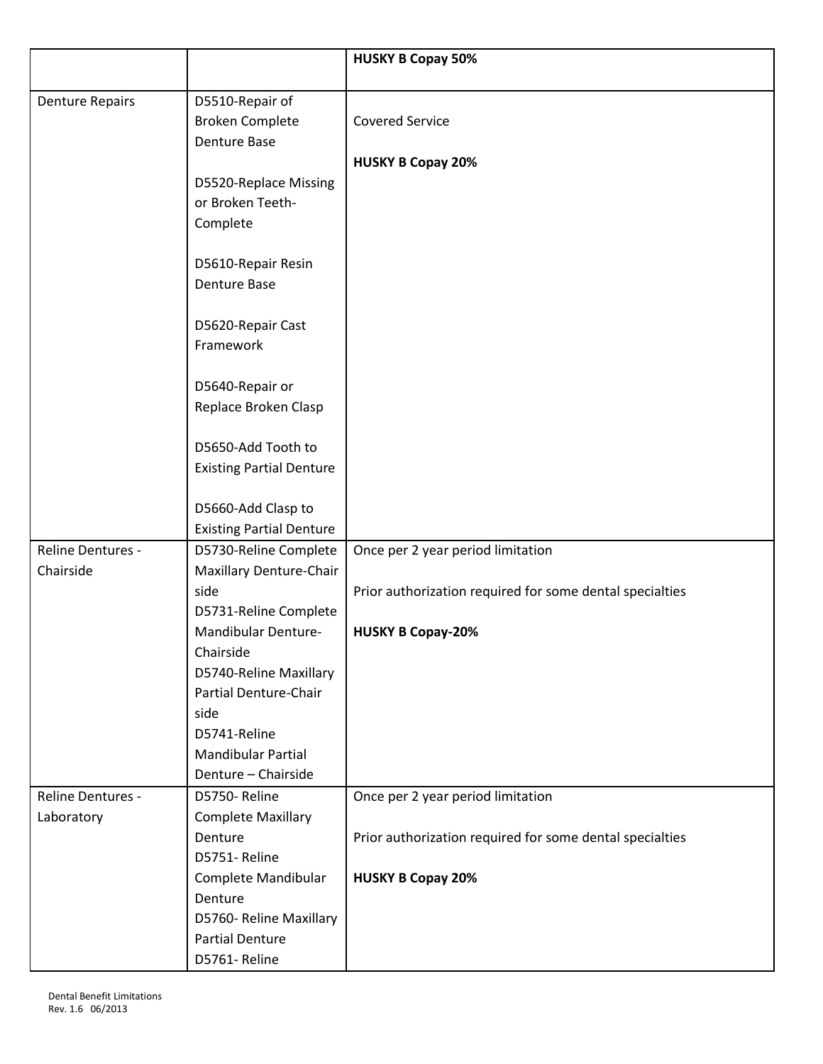| | | |
|---|---|---|
| | | **HUSKY B Copay 50%** |
| Denture Repairs | D5510-Repair of Broken Complete Denture Base<br><br>D5520-Replace Missing or Broken Teeth-Complete<br><br>D5610-Repair Resin Denture Base<br><br>D5620-Repair Cast Framework<br><br>D5640-Repair or Replace Broken Clasp<br><br>D5650-Add Tooth to Existing Partial Denture<br><br>D5660-Add Clasp to Existing Partial Denture | Covered Service<br><br>**HUSKY B Copay 20%** |
| Reline Dentures - Chairside | D5730-Reline Complete Maxillary Denture-Chair side<br>D5731-Reline Complete Mandibular Denture-Chairside<br>D5740-Reline Maxillary Partial Denture-Chair side<br>D5741-Reline Mandibular Partial Denture – Chairside | Once per 2 year period limitation<br><br>Prior authorization required for some dental specialties<br><br>**HUSKY B Copay-20%** |
| Reline Dentures - Laboratory | D5750- Reline Complete Maxillary Denture<br>D5751- Reline Complete Mandibular Denture<br>D5760- Reline Maxillary Partial Denture<br>D5761- Reline | Once per 2 year period limitation<br><br>Prior authorization required for some dental specialties<br><br>**HUSKY B Copay 20%** |

Dental Benefit Limitations
Rev. 1.6 06/2013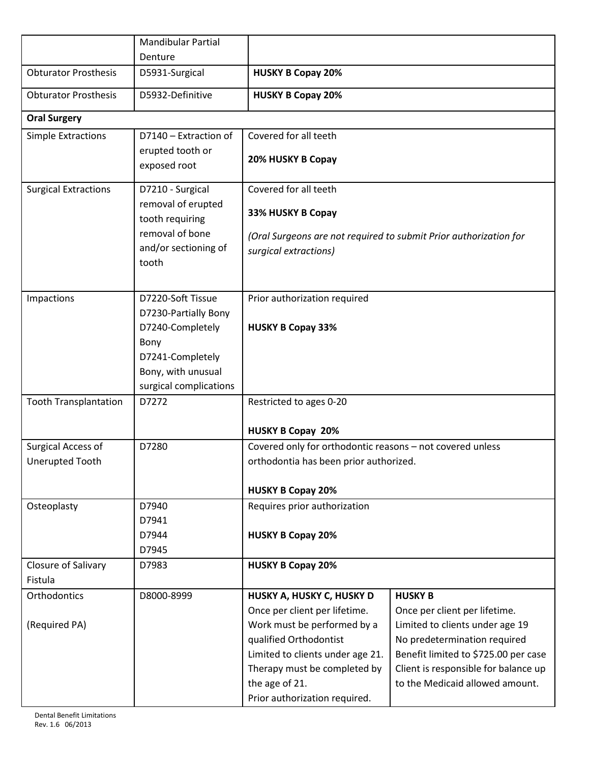| | | | |
|---|---|---|---|
| | Mandibular Partial Denture | | |
| Obturator Prosthesis | D5931-Surgical | **HUSKY B Copay 20%** | |
| Obturator Prosthesis | D5932-Definitive | **HUSKY B Copay 20%** | |
| **Oral Surgery** | | | |
| Simple Extractions | D7140 – Extraction of erupted tooth or exposed root | Covered for all teeth<br><br>**20% HUSKY B Copay** | |
| Surgical Extractions | D7210 - Surgical removal of erupted tooth requiring removal of bone and/or sectioning of tooth | Covered for all teeth<br><br>**33% HUSKY B Copay**<br><br>*(Oral Surgeons are not required to submit Prior authorization for surgical extractions)* | |
| Impactions | D7220-Soft Tissue<br>D7230-Partially Bony<br>D7240-Completely Bony<br>D7241-Completely Bony, with unusual surgical complications | Prior authorization required<br><br>**HUSKY B Copay 33%** | |
| Tooth Transplantation | D7272 | Restricted to ages 0-20<br><br>**HUSKY B Copay 20%** | |
| Surgical Access of Unerupted Tooth | D7280 | Covered only for orthodontic reasons – not covered unless orthodontia has been prior authorized.<br><br>**HUSKY B Copay 20%** | |
| Osteoplasty | D7940<br>D7941<br>D7944<br>D7945 | Requires prior authorization<br><br>**HUSKY B Copay 20%** | |
| Closure of Salivary Fistula | D7983 | **HUSKY B Copay 20%** | |
| Orthodontics<br><br>(Required PA) | D8000-8999 | **HUSKY A, HUSKY C, HUSKY D**<br>Once per client per lifetime.<br>Work must be performed by a qualified Orthodontist<br>Limited to clients under age 21.<br>Therapy must be completed by the age of 21.<br>Prior authorization required. | **HUSKY B**<br>Once per client per lifetime.<br>Limited to clients under age 19<br>No predetermination required<br>Benefit limited to $725.00 per case<br>Client is responsible for balance up to the Medicaid allowed amount. |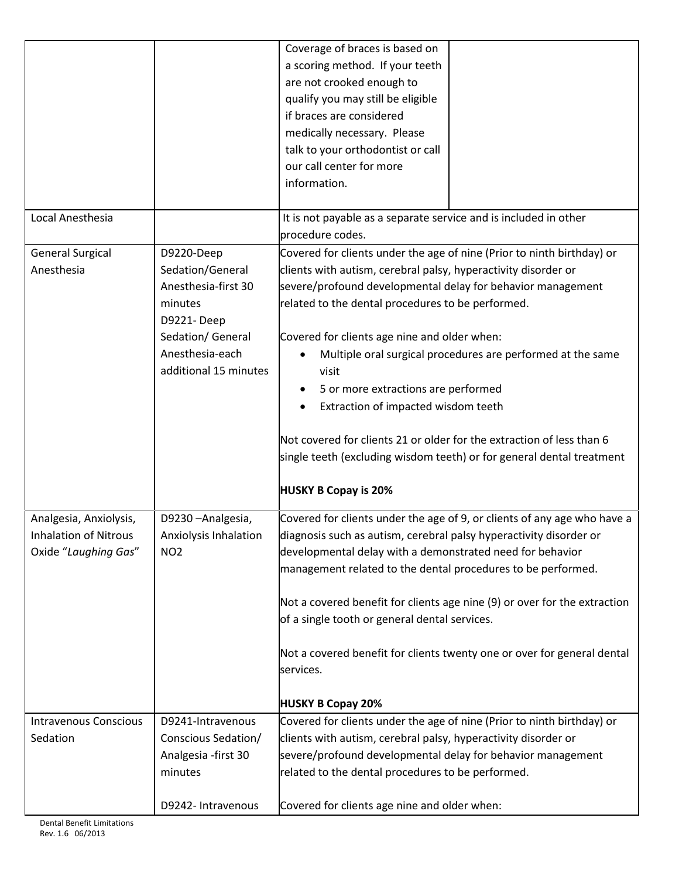| | | | |
|---|---|---|---|
| | | Coverage of braces is based on a scoring method. If your teeth are not crooked enough to qualify you may still be eligible if braces are considered medically necessary. Please talk to your orthodontist or call our call center for more information. | |
| Local Anesthesia | | It is not payable as a separate service and is included in other procedure codes. | |
| General Surgical Anesthesia | D9220-Deep Sedation/General Anesthesia-first 30 minutes<br>D9221- Deep Sedation/ General Anesthesia-each additional 15 minutes | Covered for clients under the age of nine (Prior to ninth birthday) or clients with autism, cerebral palsy, hyperactivity disorder or severe/profound developmental delay for behavior management related to the dental procedures to be performed.<br><br>Covered for clients age nine and older when:<br>• Multiple oral surgical procedures are performed at the same visit<br>• 5 or more extractions are performed<br>• Extraction of impacted wisdom teeth<br><br>Not covered for clients 21 or older for the extraction of less than 6 single teeth (excluding wisdom teeth) or for general dental treatment<br><br>**HUSKY B Copay is 20%** | |
| Analgesia, Anxiolysis, Inhalation of Nitrous Oxide "*Laughing Gas*" | D9230 –Analgesia, Anxiolysis Inhalation NO2 | Covered for clients under the age of 9, or clients of any age who have a diagnosis such as autism, cerebral palsy hyperactivity disorder or developmental delay with a demonstrated need for behavior management related to the dental procedures to be performed.<br><br>Not a covered benefit for clients age nine (9) or over for the extraction of a single tooth or general dental services.<br><br>Not a covered benefit for clients twenty one or over for general dental services.<br><br>**HUSKY B Copay 20%** | |
| Intravenous Conscious Sedation | D9241-Intravenous Conscious Sedation/ Analgesia -first 30 minutes<br><br>D9242- Intravenous | Covered for clients under the age of nine (Prior to ninth birthday) or clients with autism, cerebral palsy, hyperactivity disorder or severe/profound developmental delay for behavior management related to the dental procedures to be performed.<br><br>Covered for clients age nine and older when: | |

Dental Benefit Limitations
Rev. 1.6 06/2013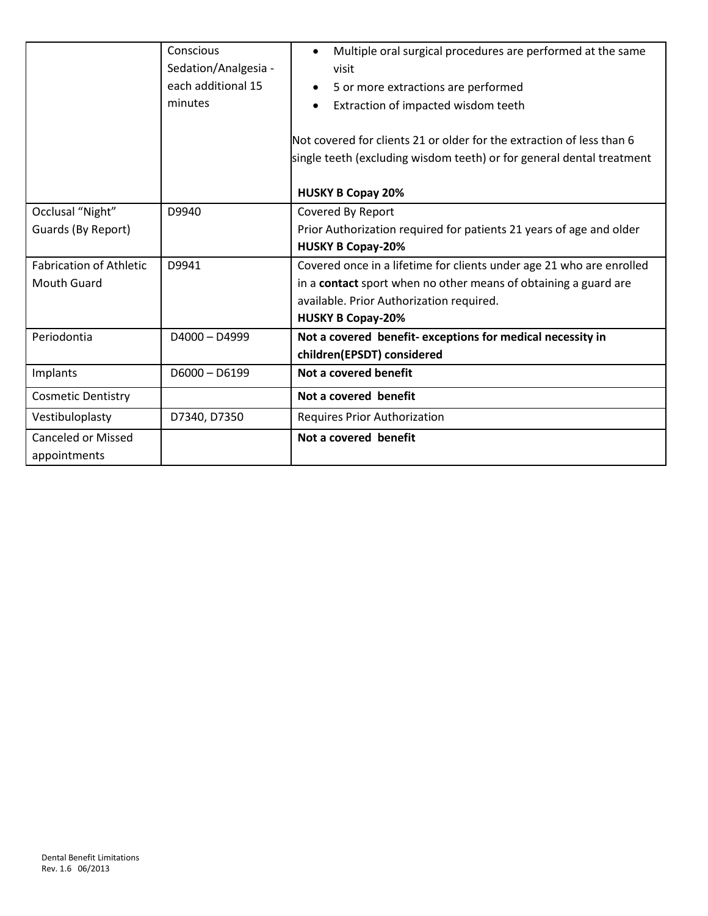| | | |
|---|---|---|
| | Conscious Sedation/Analgesia - each additional 15 minutes | • Multiple oral surgical procedures are performed at the same visit<br>• 5 or more extractions are performed<br>• Extraction of impacted wisdom teeth<br><br>Not covered for clients 21 or older for the extraction of less than 6 single teeth (excluding wisdom teeth) or for general dental treatment<br><br>**HUSKY B Copay 20%** |
| Occlusal "Night" Guards (By Report) | D9940 | Covered By Report<br>Prior Authorization required for patients 21 years of age and older<br>**HUSKY B Copay-20%** |
| Fabrication of Athletic Mouth Guard | D9941 | Covered once in a lifetime for clients under age 21 who are enrolled in a **contact** sport when no other means of obtaining a guard are available. Prior Authorization required.<br>**HUSKY B Copay-20%** |
| Periodontia | D4000 – D4999 | **Not a covered benefit- exceptions for medical necessity in children(EPSDT) considered** |
| Implants | D6000 – D6199 | **Not a covered benefit** |
| Cosmetic Dentistry | | **Not a covered benefit** |
| Vestibuloplasty | D7340, D7350 | Requires Prior Authorization |
| Canceled or Missed appointments | | **Not a covered benefit** |